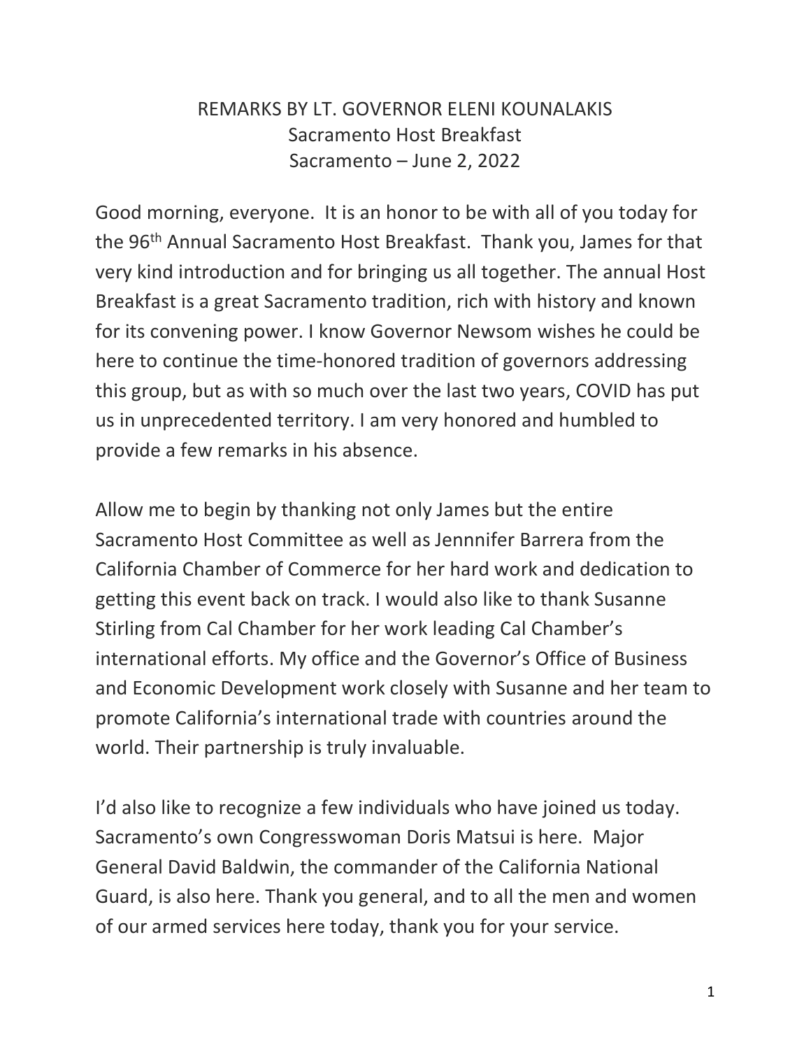# REMARKS BY LT. GOVERNOR ELENI KOUNALAKIS

Sacramento Host Breakfast

Sacramento – June 2, 2022

Good morning, everyone. It is an honor to be with all of you today for the 96th Annual Sacramento Host Breakfast. Thank you, James for that very kind introduction and for bringing us all together. The annual Host Breakfast is a great Sacramento tradition, rich with history and known for its convening power. I know Governor Newsom wishes he could be here to continue the time-honored tradition of governors addressing this group, but as with so much over the last two years, COVID has put us in unprecedented territory. I am very honored and humbled to provide a few remarks in his absence.

Allow me to begin by thanking not only James but the entire Sacramento Host Committee as well as Jennnifer Barrera from the California Chamber of Commerce for her hard work and dedication to getting this event back on track. I would also like to thank Susanne Stirling from Cal Chamber for her work leading Cal Chamber's international efforts. My office and the Governor's Office of Business and Economic Development work closely with Susanne and her team to promote California's international trade with countries around the world. Their partnership is truly invaluable.

I'd also like to recognize a few individuals who have joined us today. Sacramento's own Congresswoman Doris Matsui is here. Major General David Baldwin, the commander of the California National Guard, is also here. Thank you general, and to all the men and women of our armed services here today, thank you for your service.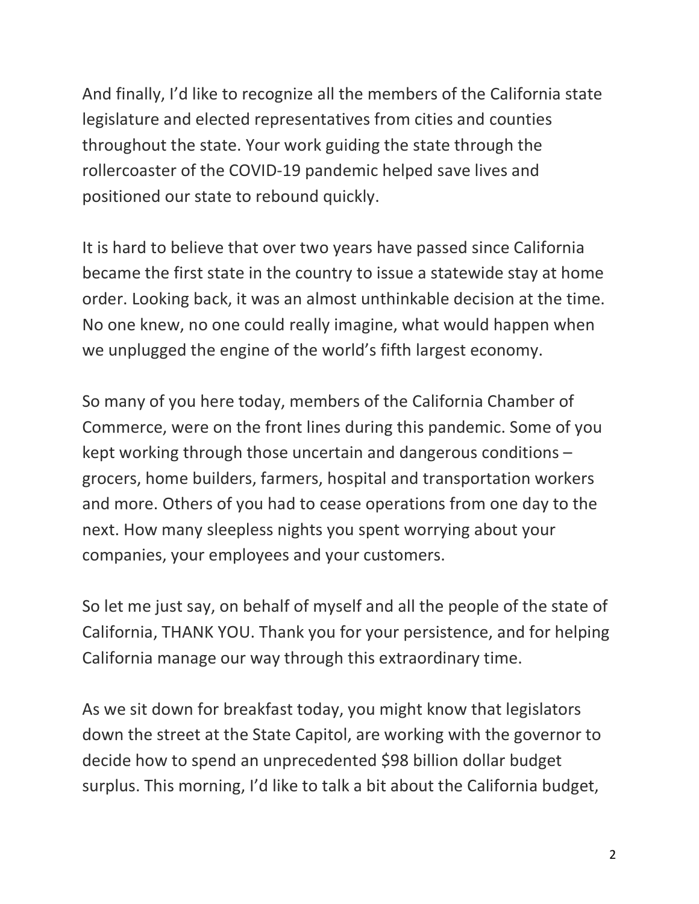And finally, I'd like to recognize all the members of the California state legislature and elected representatives from cities and counties throughout the state. Your work guiding the state through the rollercoaster of the COVID-19 pandemic helped save lives and positioned our state to rebound quickly.

It is hard to believe that over two years have passed since California became the first state in the country to issue a statewide stay at home order. Looking back, it was an almost unthinkable decision at the time. No one knew, no one could really imagine, what would happen when we unplugged the engine of the world's fifth largest economy.

So many of you here today, members of the California Chamber of Commerce, were on the front lines during this pandemic. Some of you kept working through those uncertain and dangerous conditions – grocers, home builders, farmers, hospital and transportation workers and more. Others of you had to cease operations from one day to the next. How many sleepless nights you spent worrying about your companies, your employees and your customers.

So let me just say, on behalf of myself and all the people of the state of California, THANK YOU. Thank you for your persistence, and for helping California manage our way through this extraordinary time.

As we sit down for breakfast today, you might know that legislators down the street at the State Capitol, are working with the governor to decide how to spend an unprecedented $98 billion dollar budget surplus. This morning, I'd like to talk a bit about the California budget,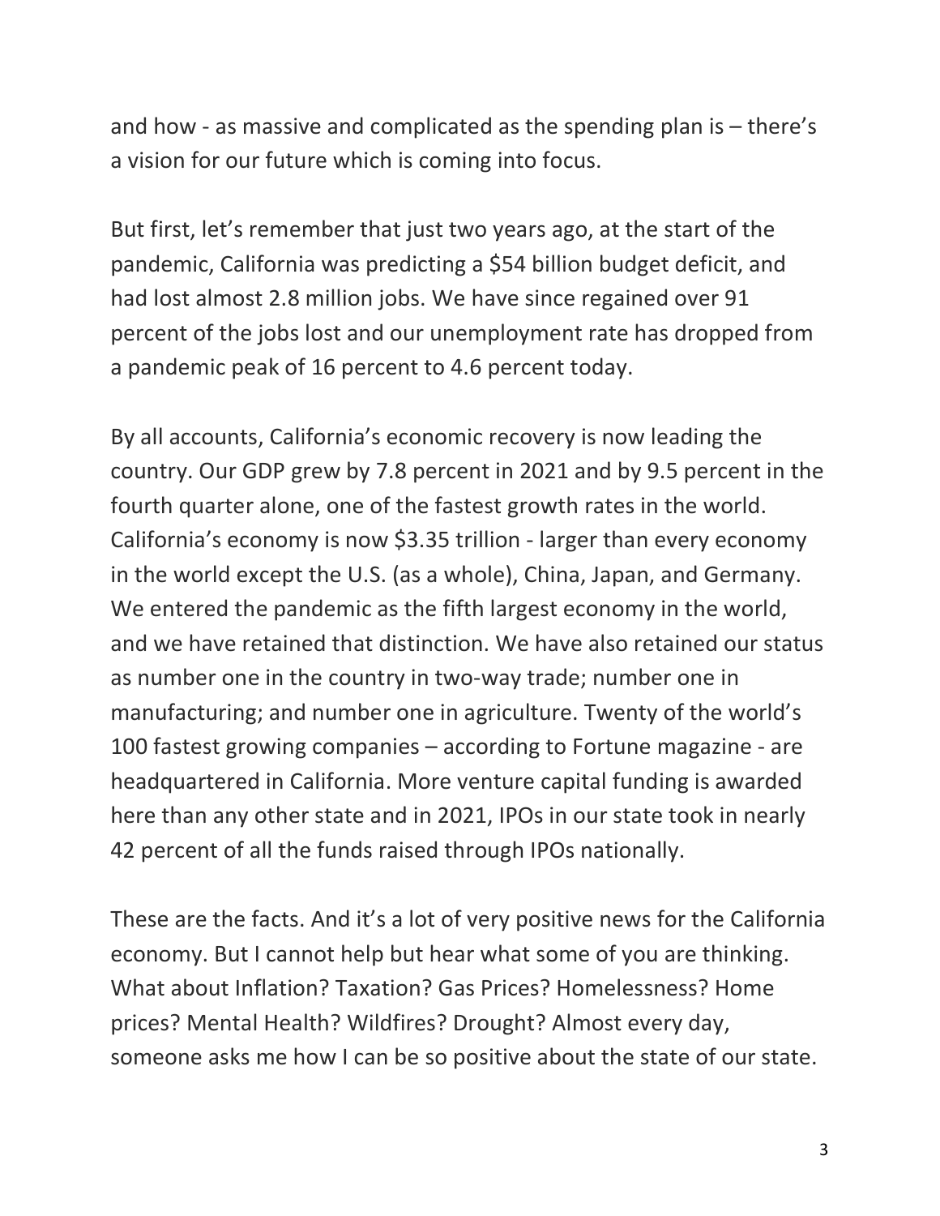and how - as massive and complicated as the spending plan is – there's a vision for our future which is coming into focus.

But first, let's remember that just two years ago, at the start of the pandemic, California was predicting a $54 billion budget deficit, and had lost almost 2.8 million jobs. We have since regained over 91 percent of the jobs lost and our unemployment rate has dropped from a pandemic peak of 16 percent to 4.6 percent today.

By all accounts, California's economic recovery is now leading the country. Our GDP grew by 7.8 percent in 2021 and by 9.5 percent in the fourth quarter alone, one of the fastest growth rates in the world. California's economy is now $3.35 trillion - larger than every economy in the world except the U.S. (as a whole), China, Japan, and Germany. We entered the pandemic as the fifth largest economy in the world, and we have retained that distinction. We have also retained our status as number one in the country in two-way trade; number one in manufacturing; and number one in agriculture. Twenty of the world's 100 fastest growing companies – according to Fortune magazine - are headquartered in California. More venture capital funding is awarded here than any other state and in 2021, IPOs in our state took in nearly 42 percent of all the funds raised through IPOs nationally.

These are the facts. And it's a lot of very positive news for the California economy. But I cannot help but hear what some of you are thinking. What about Inflation? Taxation? Gas Prices? Homelessness? Home prices? Mental Health? Wildfires? Drought? Almost every day, someone asks me how I can be so positive about the state of our state.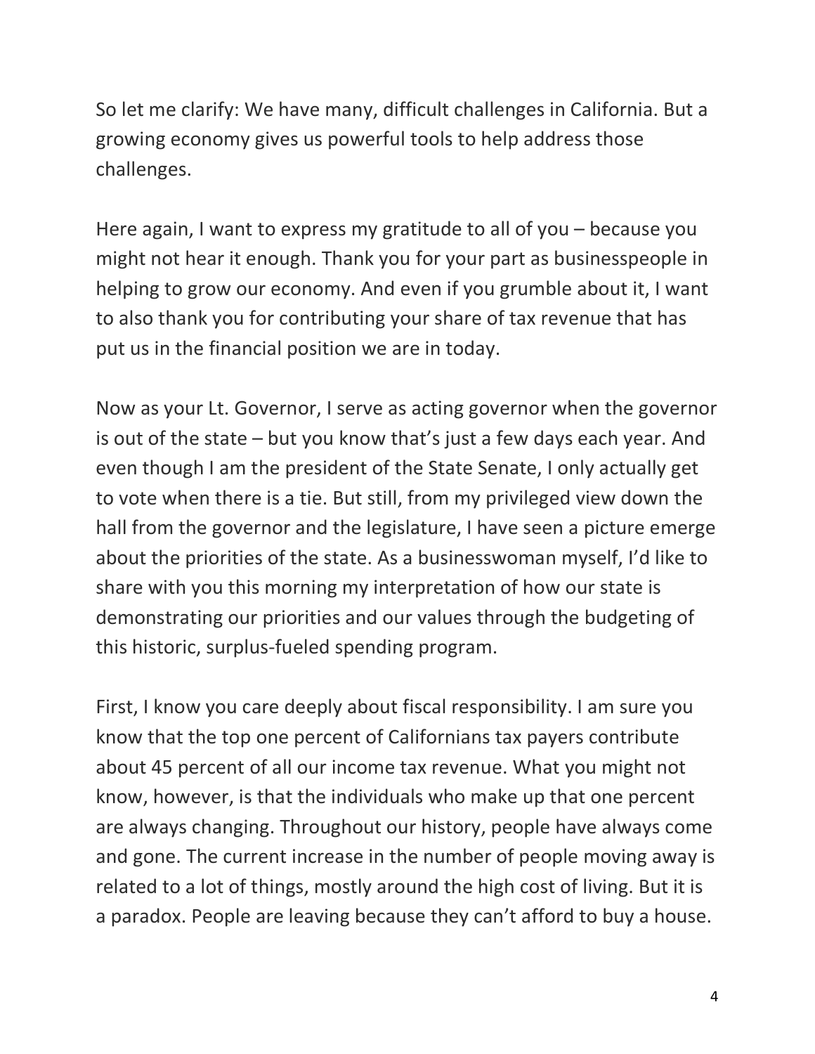So let me clarify: We have many, difficult challenges in California. But a growing economy gives us powerful tools to help address those challenges.

Here again, I want to express my gratitude to all of you – because you might not hear it enough. Thank you for your part as businesspeople in helping to grow our economy. And even if you grumble about it, I want to also thank you for contributing your share of tax revenue that has put us in the financial position we are in today.

Now as your Lt. Governor, I serve as acting governor when the governor is out of the state – but you know that's just a few days each year. And even though I am the president of the State Senate, I only actually get to vote when there is a tie. But still, from my privileged view down the hall from the governor and the legislature, I have seen a picture emerge about the priorities of the state. As a businesswoman myself, I'd like to share with you this morning my interpretation of how our state is demonstrating our priorities and our values through the budgeting of this historic, surplus-fueled spending program.

First, I know you care deeply about fiscal responsibility. I am sure you know that the top one percent of Californians tax payers contribute about 45 percent of all our income tax revenue. What you might not know, however, is that the individuals who make up that one percent are always changing. Throughout our history, people have always come and gone. The current increase in the number of people moving away is related to a lot of things, mostly around the high cost of living. But it is a paradox. People are leaving because they can't afford to buy a house.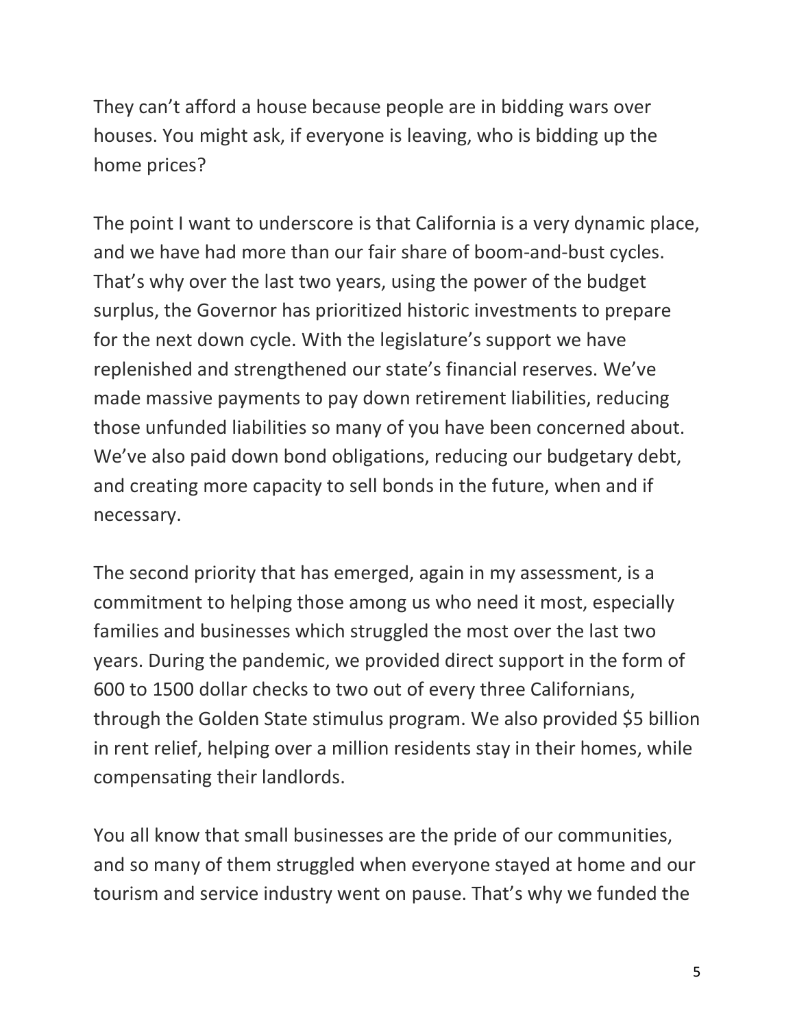They can't afford a house because people are in bidding wars over houses. You might ask, if everyone is leaving, who is bidding up the home prices?

The point I want to underscore is that California is a very dynamic place, and we have had more than our fair share of boom-and-bust cycles. That's why over the last two years, using the power of the budget surplus, the Governor has prioritized historic investments to prepare for the next down cycle. With the legislature's support we have replenished and strengthened our state's financial reserves. We've made massive payments to pay down retirement liabilities, reducing those unfunded liabilities so many of you have been concerned about. We've also paid down bond obligations, reducing our budgetary debt, and creating more capacity to sell bonds in the future, when and if necessary.

The second priority that has emerged, again in my assessment, is a commitment to helping those among us who need it most, especially families and businesses which struggled the most over the last two years. During the pandemic, we provided direct support in the form of 600 to 1500 dollar checks to two out of every three Californians, through the Golden State stimulus program. We also provided $5 billion in rent relief, helping over a million residents stay in their homes, while compensating their landlords.

You all know that small businesses are the pride of our communities, and so many of them struggled when everyone stayed at home and our tourism and service industry went on pause. That's why we funded the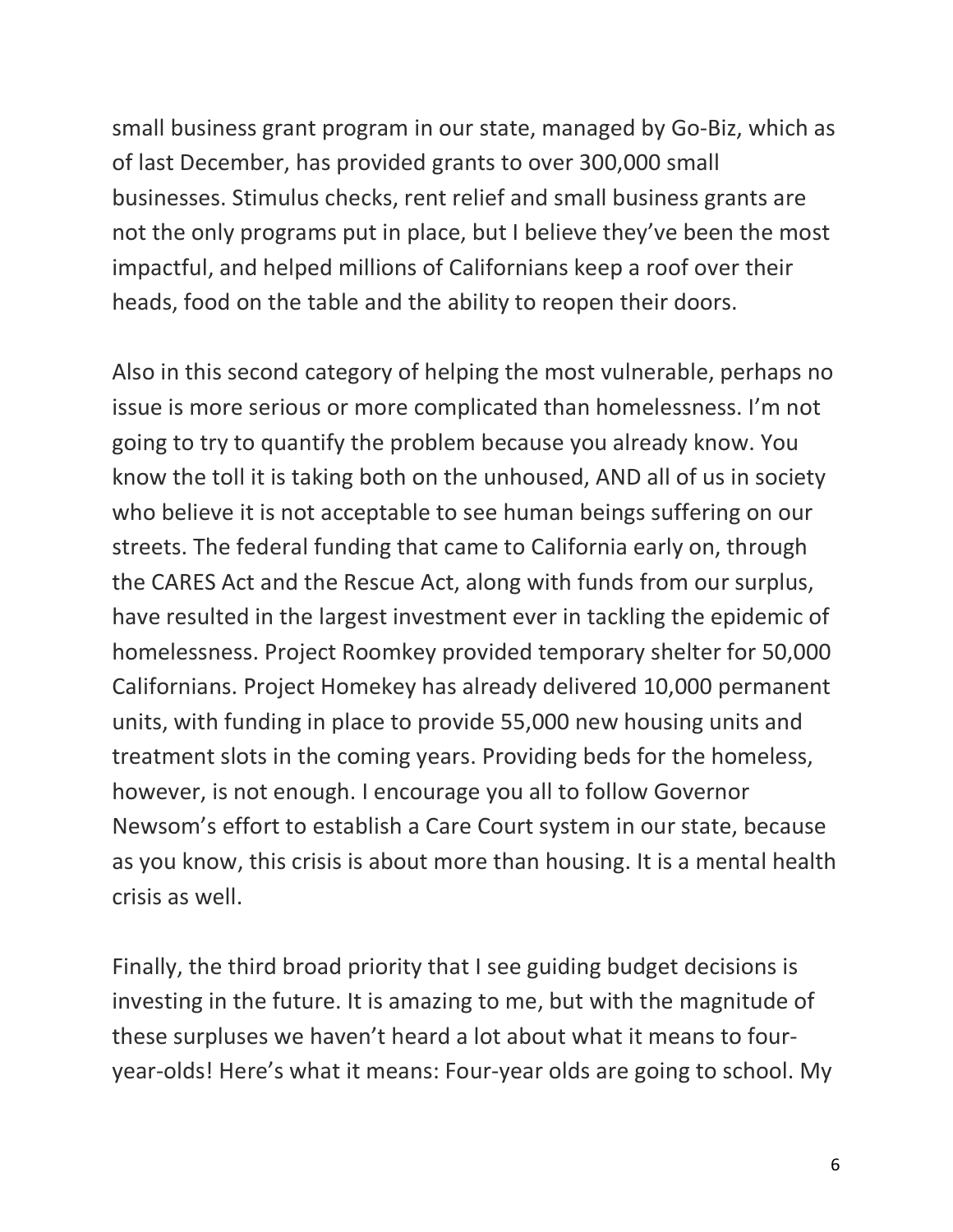small business grant program in our state, managed by Go-Biz, which as of last December, has provided grants to over 300,000 small businesses. Stimulus checks, rent relief and small business grants are not the only programs put in place, but I believe they've been the most impactful, and helped millions of Californians keep a roof over their heads, food on the table and the ability to reopen their doors.

Also in this second category of helping the most vulnerable, perhaps no issue is more serious or more complicated than homelessness. I'm not going to try to quantify the problem because you already know. You know the toll it is taking both on the unhoused, AND all of us in society who believe it is not acceptable to see human beings suffering on our streets. The federal funding that came to California early on, through the CARES Act and the Rescue Act, along with funds from our surplus, have resulted in the largest investment ever in tackling the epidemic of homelessness. Project Roomkey provided temporary shelter for 50,000 Californians. Project Homekey has already delivered 10,000 permanent units, with funding in place to provide 55,000 new housing units and treatment slots in the coming years. Providing beds for the homeless, however, is not enough. I encourage you all to follow Governor Newsom's effort to establish a Care Court system in our state, because as you know, this crisis is about more than housing. It is a mental health crisis as well.

Finally, the third broad priority that I see guiding budget decisions is investing in the future. It is amazing to me, but with the magnitude of these surpluses we haven't heard a lot about what it means to four-year-olds! Here's what it means: Four-year olds are going to school. My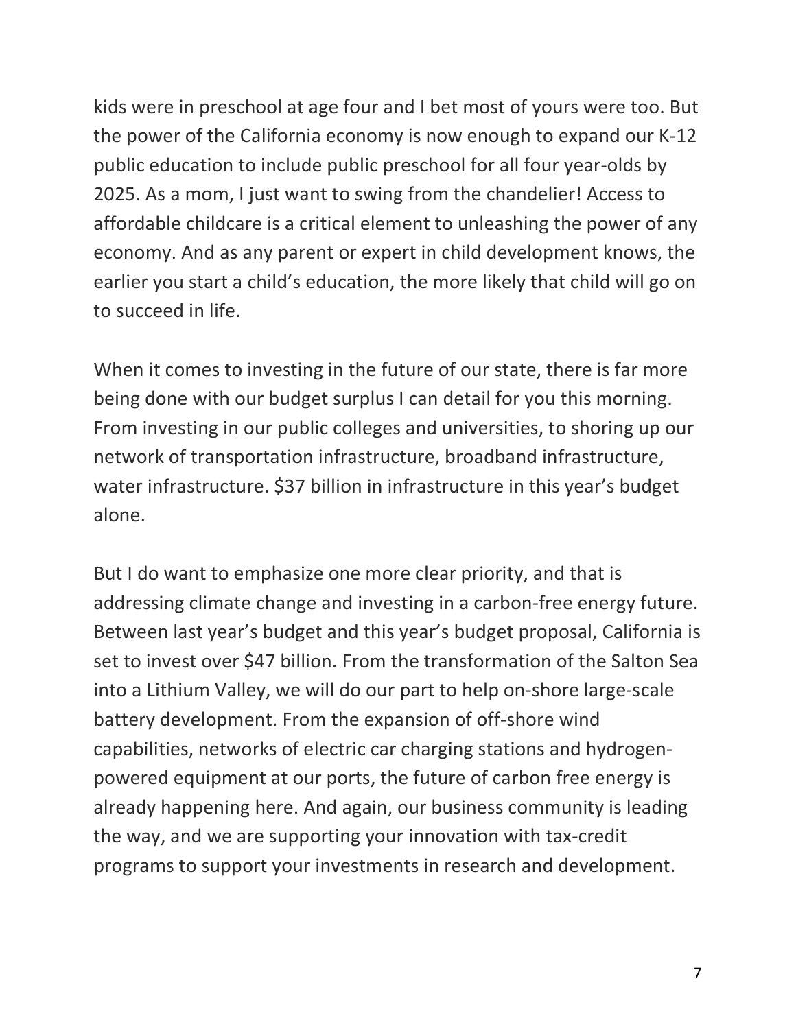kids were in preschool at age four and I bet most of yours were too. But the power of the California economy is now enough to expand our K-12 public education to include public preschool for all four year-olds by 2025. As a mom, I just want to swing from the chandelier! Access to affordable childcare is a critical element to unleashing the power of any economy. And as any parent or expert in child development knows, the earlier you start a child's education, the more likely that child will go on to succeed in life.

When it comes to investing in the future of our state, there is far more being done with our budget surplus I can detail for you this morning. From investing in our public colleges and universities, to shoring up our network of transportation infrastructure, broadband infrastructure, water infrastructure. $37 billion in infrastructure in this year's budget alone.

But I do want to emphasize one more clear priority, and that is addressing climate change and investing in a carbon-free energy future. Between last year's budget and this year's budget proposal, California is set to invest over $47 billion. From the transformation of the Salton Sea into a Lithium Valley, we will do our part to help on-shore large-scale battery development. From the expansion of off-shore wind capabilities, networks of electric car charging stations and hydrogen-powered equipment at our ports, the future of carbon free energy is already happening here. And again, our business community is leading the way, and we are supporting your innovation with tax-credit programs to support your investments in research and development.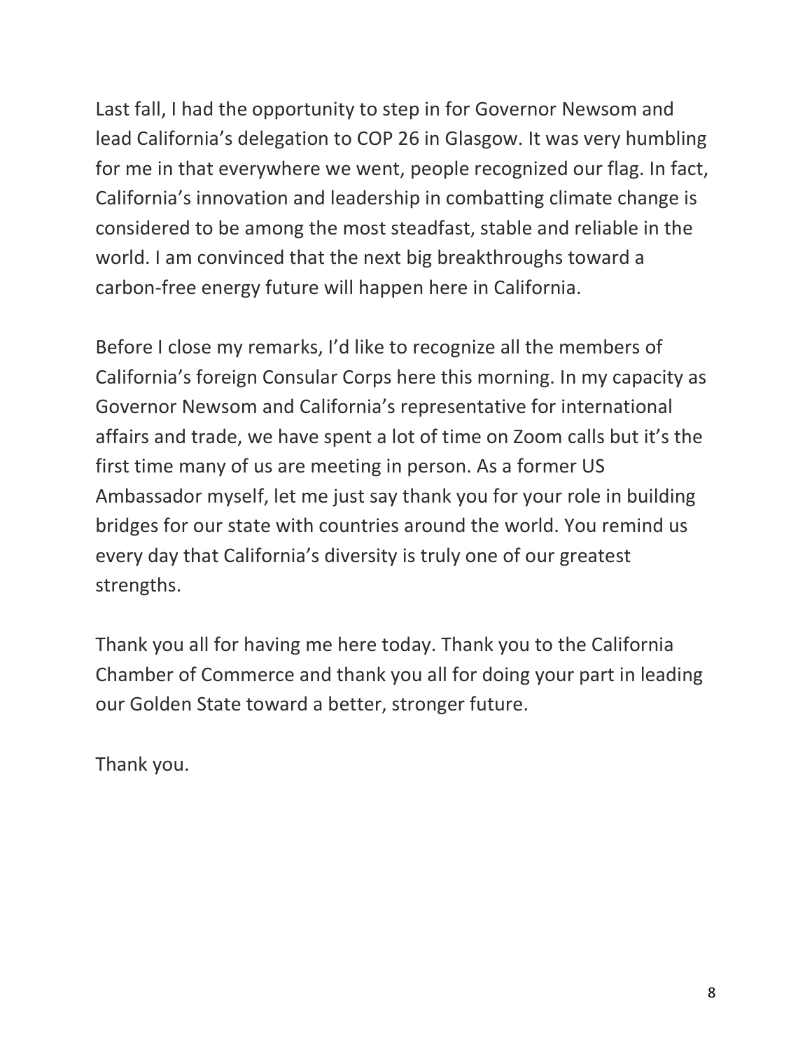Last fall, I had the opportunity to step in for Governor Newsom and lead California's delegation to COP 26 in Glasgow. It was very humbling for me in that everywhere we went, people recognized our flag. In fact, California's innovation and leadership in combatting climate change is considered to be among the most steadfast, stable and reliable in the world. I am convinced that the next big breakthroughs toward a carbon-free energy future will happen here in California.

Before I close my remarks, I'd like to recognize all the members of California's foreign Consular Corps here this morning. In my capacity as Governor Newsom and California's representative for international affairs and trade, we have spent a lot of time on Zoom calls but it's the first time many of us are meeting in person. As a former US Ambassador myself, let me just say thank you for your role in building bridges for our state with countries around the world. You remind us every day that California's diversity is truly one of our greatest strengths.

Thank you all for having me here today. Thank you to the California Chamber of Commerce and thank you all for doing your part in leading our Golden State toward a better, stronger future.

Thank you.